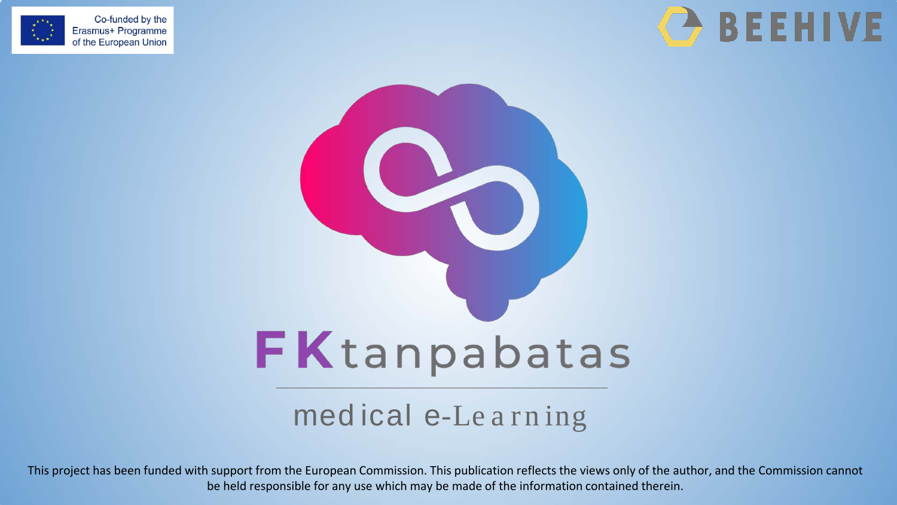Co-funded by the Erasmus+ Programme of the European Union

BEEHIVE

# FKtanpabatas

## medical e-Learning

This project has been funded with support from the European Commission. This publication reflects the views only of the author, and the Commission cannot be held responsible for any use which may be made of the information contained therein.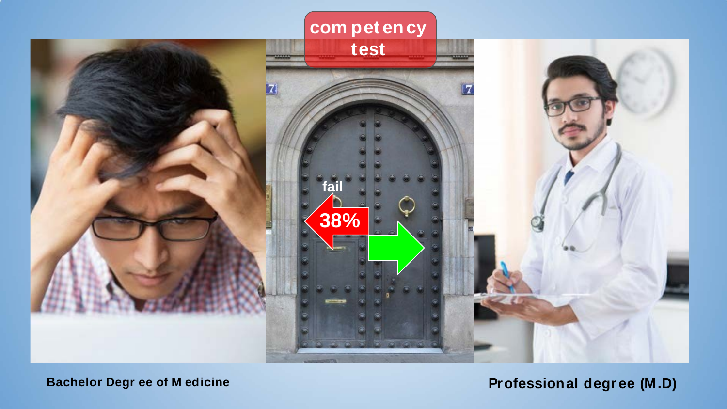competency test

fail

38%

Bachelor Degree of Medicine

Professional degree (M.D)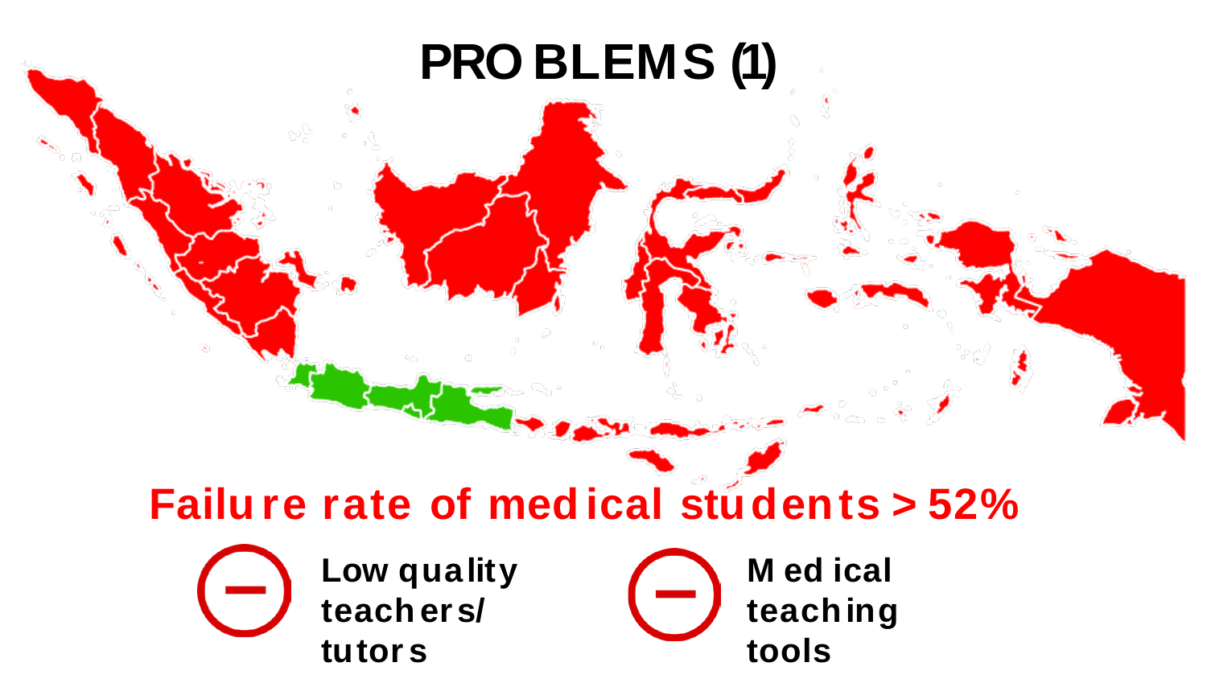# PROBLEMS (1)

**Failure rate of medical students > 52%**

- **Low quality teachers/ tutors**
- **Medical teaching tools**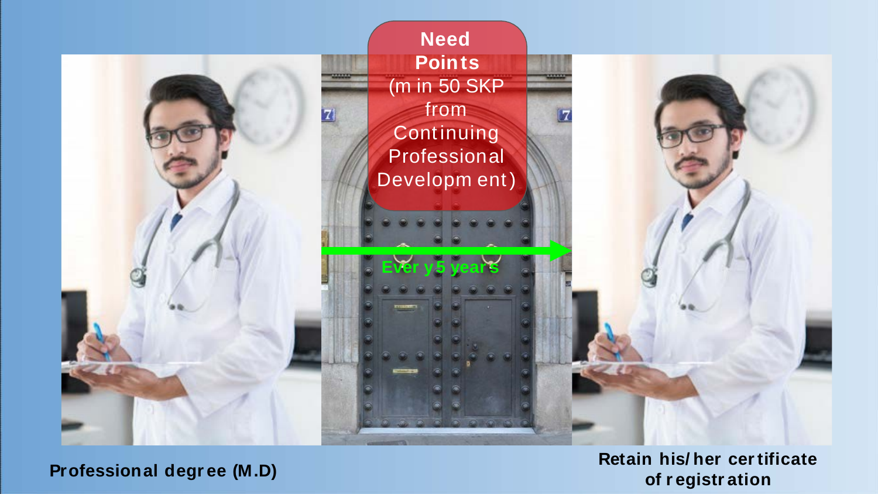**Need Points**
(min 50 SKP from Continuing Professional Development)

Every 5 years

**Professional degree (M.D)**

**Retain his/her certificate of registration**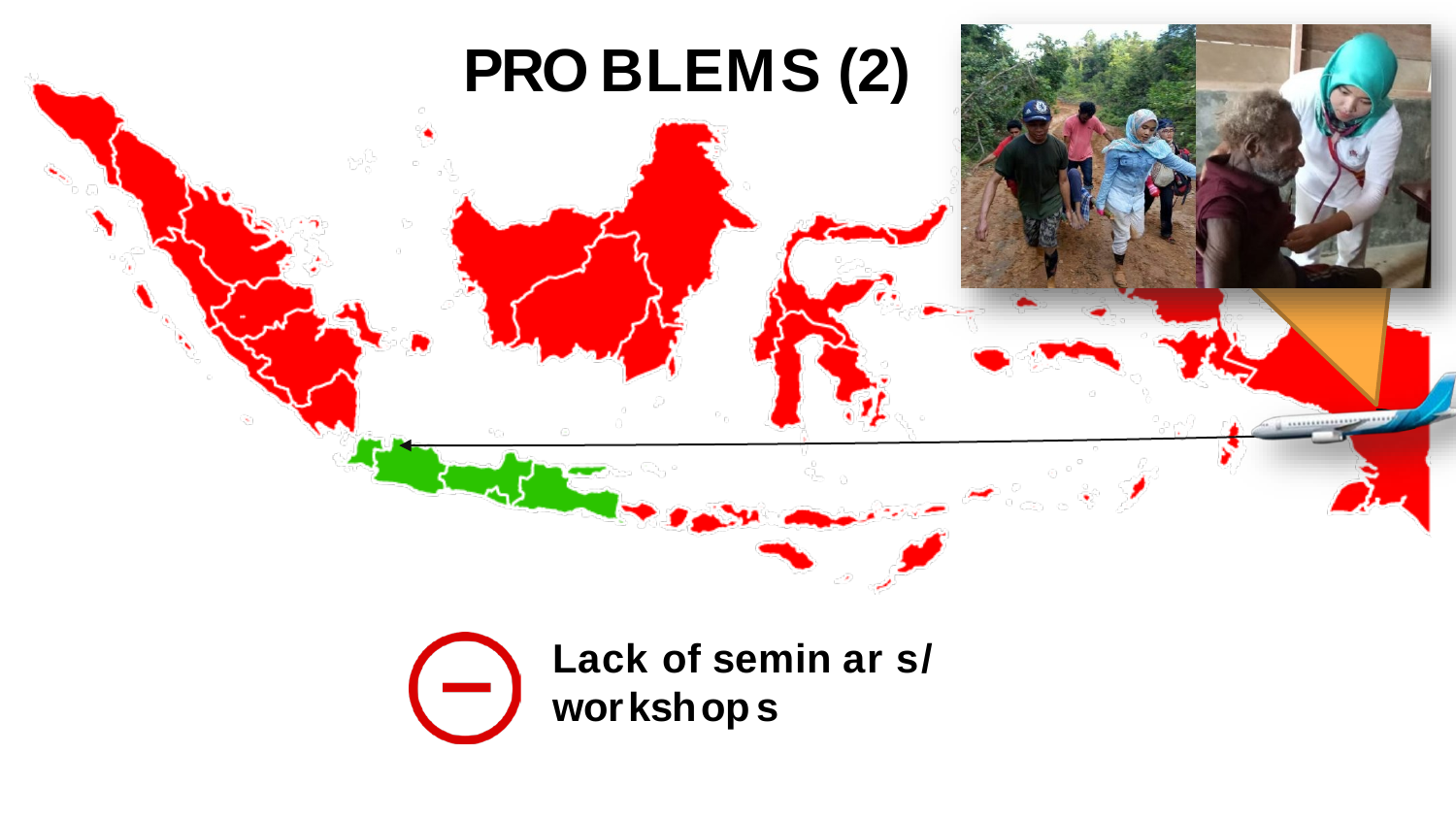# PROBLEMS (2)

Lack of seminars/ workshops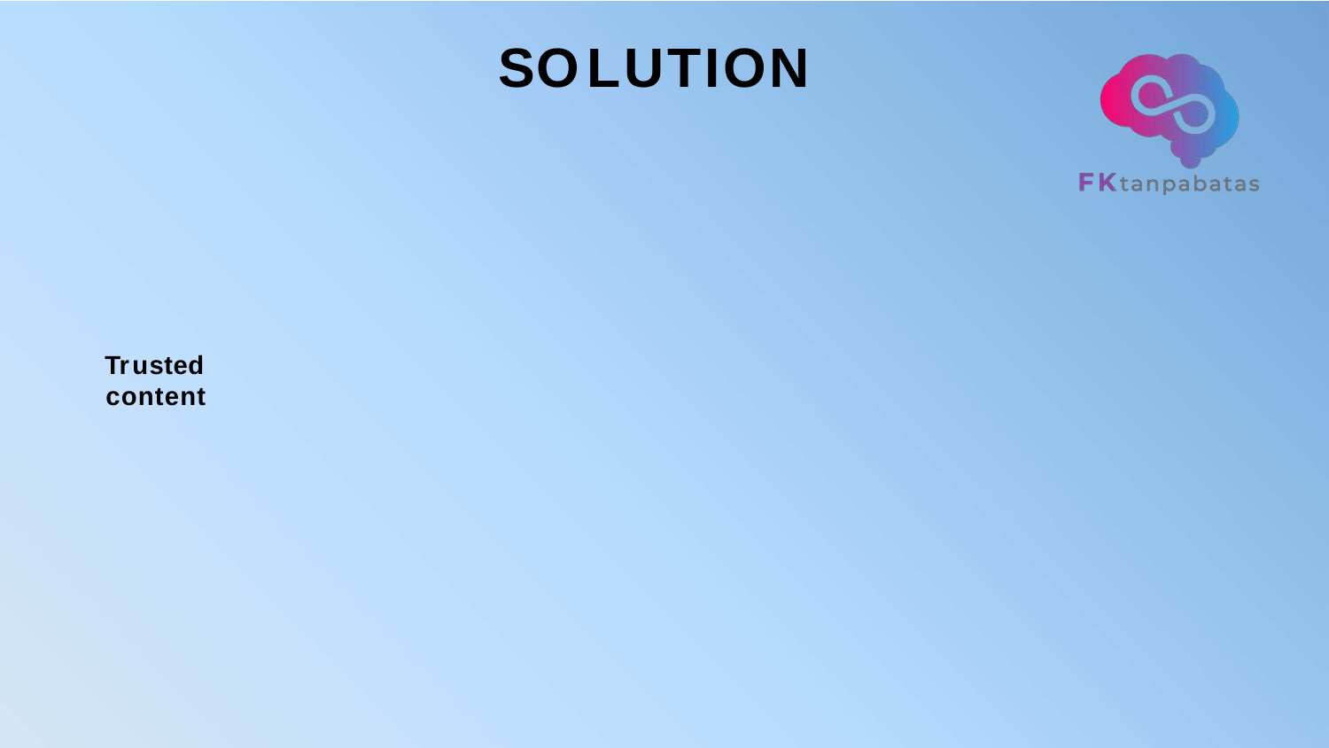# SOLUTION

**Trusted content**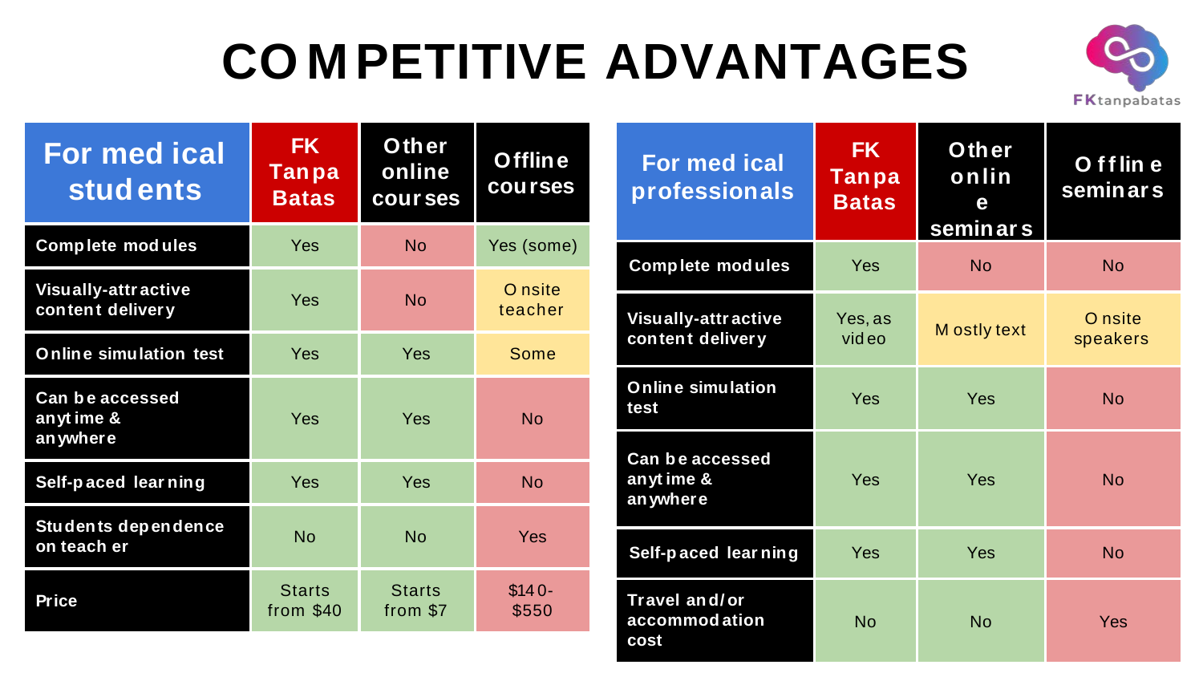# COMPETITIVE ADVANTAGES

| For medical students | FK Tanpa Batas | Other online courses | Offline courses |
|---|---|---|---|
| Complete modules | Yes | No | Yes (some) |
| Visually-attractive content delivery | Yes | No | Onsite teacher |
| Online simulation test | Yes | Yes | Some |
| Can be accessed anytime & anywhere | Yes | Yes | No |
| Self-paced learning | Yes | Yes | No |
| Students dependence on teacher | No | No | Yes |
| Price | Starts from $40 | Starts from $7 | $140-$550 |

| For medical professionals | FK Tanpa Batas | Other online seminars | Offline seminars |
|---|---|---|---|
| Complete modules | Yes | No | No |
| Visually-attractive content delivery | Yes, as video | Mostly text | Onsite speakers |
| Online simulation test | Yes | Yes | No |
| Can be accessed anytime & anywhere | Yes | Yes | No |
| Self-paced learning | Yes | Yes | No |
| Travel and/or accommodation cost | No | No | Yes |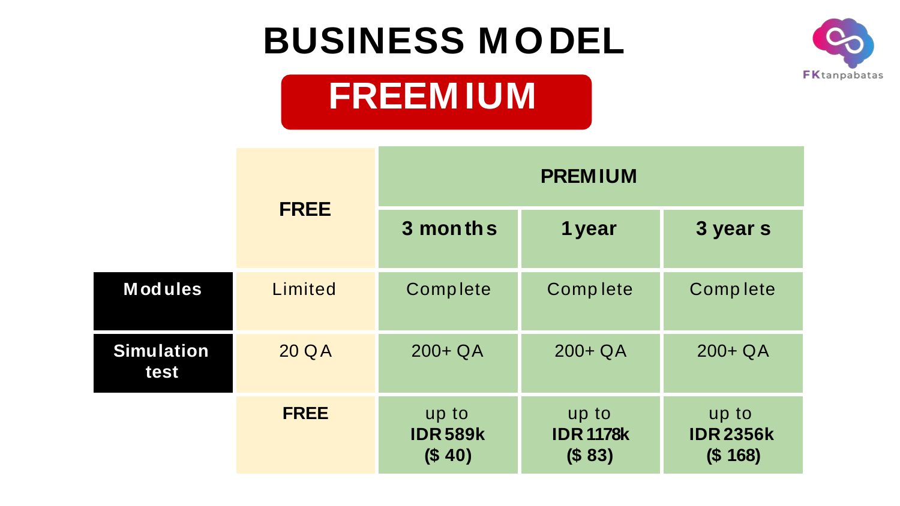# BUSINESS MODEL

## FREEMIUM

| | FREE | PREMIUM | | |
|---|---|---|---|---|
| | | 3 months | 1 year | 3 years |
| **Modules** | Limited | Complete | Complete | Complete |
| **Simulation test** | 20 QA | 200+ QA | 200+ QA | 200+ QA |
| | **FREE** | up to **IDR 589k ($ 40)** | up to **IDR 1178k ($ 83)** | up to **IDR 2356k ($ 168)** |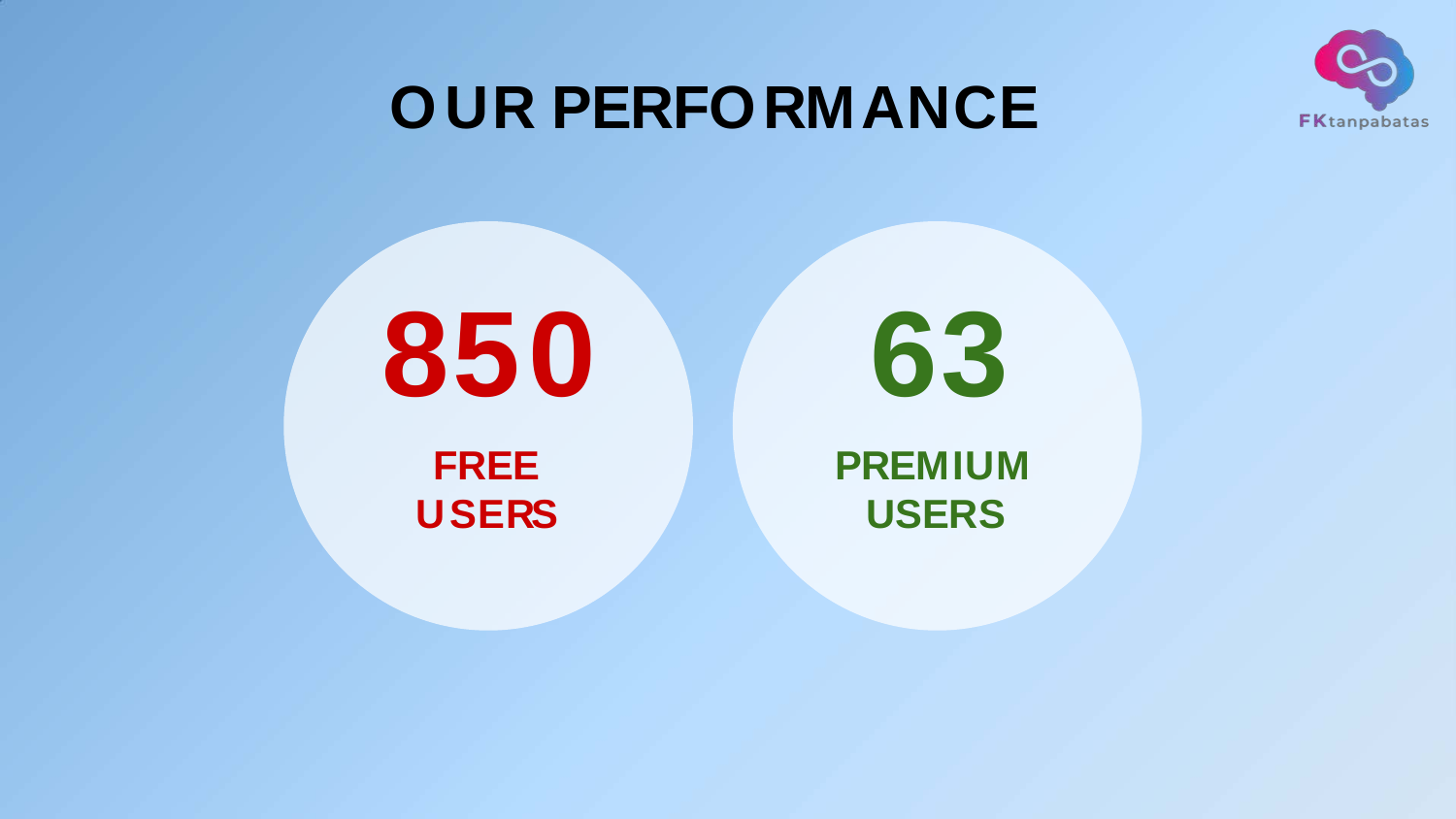# OUR PERFORMANCE

FKtanpabatas

**850**

**FREE USERS**

**63**

**PREMIUM USERS**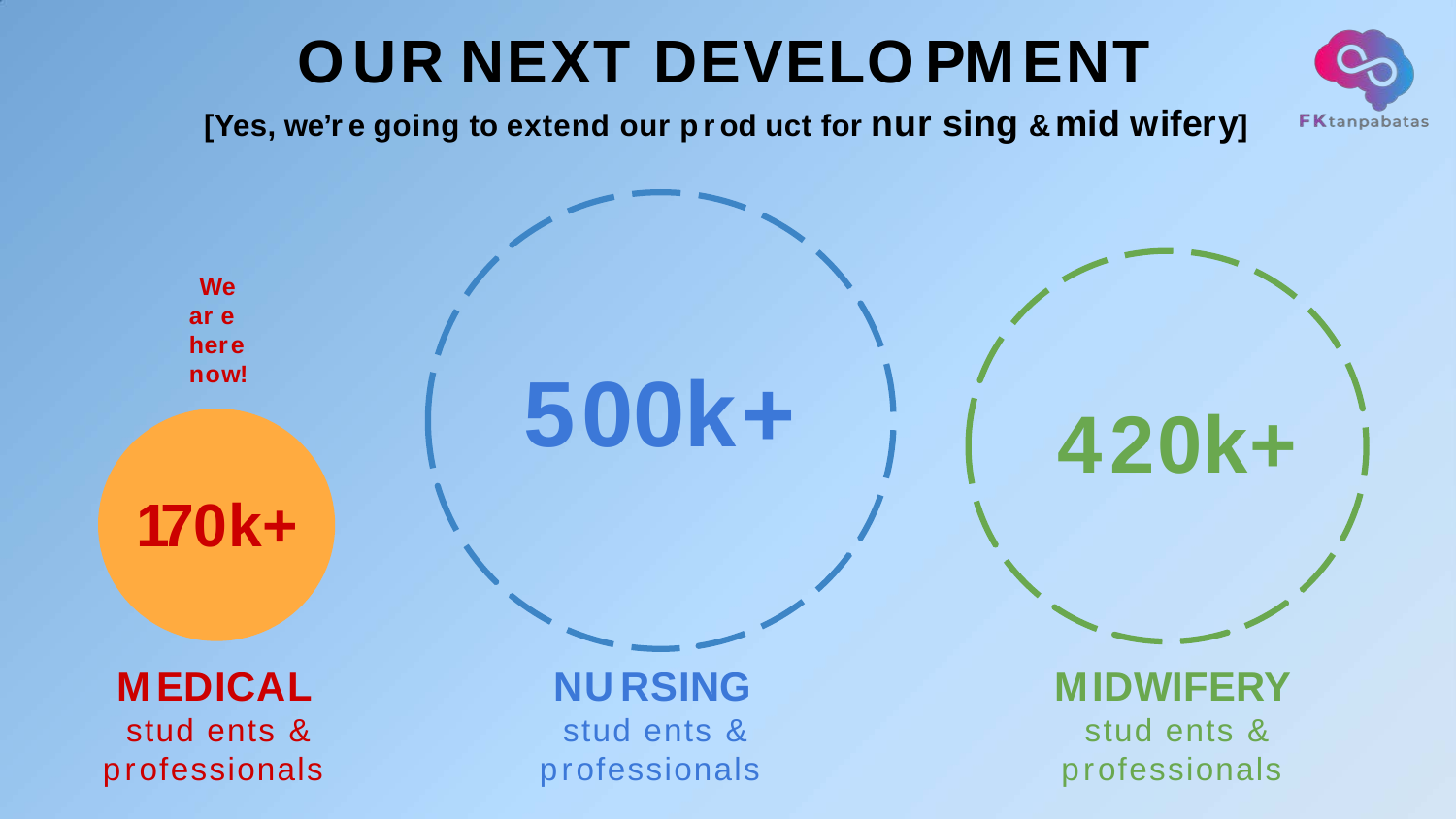# OUR NEXT DEVELOPMENT

[Yes, we're going to extend our product for **nursing & midwifery**]

FKtanpabatas

We are here now!

**170k+**

**MEDICAL**
students & professionals

**500k+**

**NURSING**
students & professionals

**420k+**

**MIDWIFERY**
students & professionals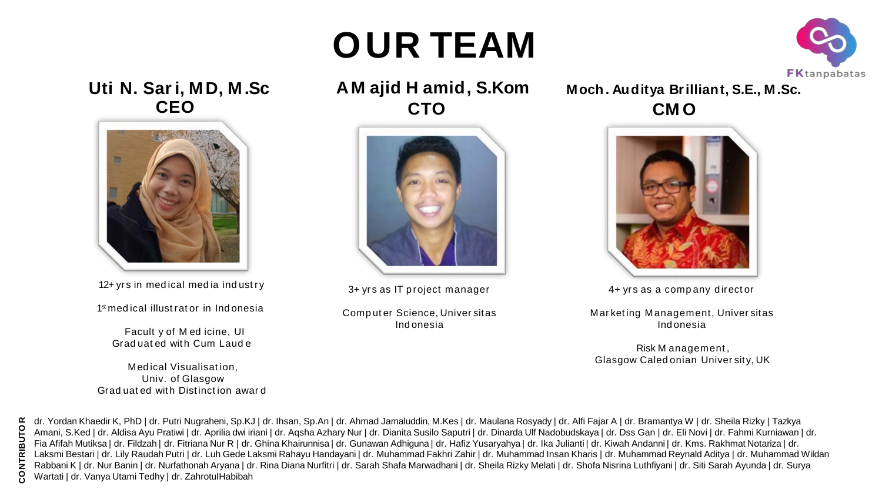# OUR TEAM

FKtanpabatas

### Uti N. Sari, MD, M.Sc
**CEO**

12+ yrs in medical media industry

1st medical illustrator in Indonesia

Faculty of Medicine, UI
Graduated with Cum Laude

Medical Visualisation,
Univ. of Glasgow
Graduated with Distinction award

### A Majid Hamid, S.Kom
**CTO**

3+ yrs as IT project manager

Computer Science, Universitas Indonesia

### Moch. Auditya Brilliant, S.E., M.Sc.
**CMO**

4+ yrs as a company director

Marketing Management, Universitas Indonesia

Risk Management,
Glasgow Caledonian University, UK

**CONTRIBUTOR**

dr. Yordan Khaedir K, PhD | dr. Putri Nugraheni, Sp.KJ | dr. Ihsan, Sp.An | dr. Ahmad Jamaluddin, M.Kes | dr. Maulana Rosyady | dr. Alfi Fajar A | dr. Bramantya W | dr. Sheila Rizky | Tazkya Amani, S.Ked | dr. Aldisa Ayu Pratiwi | dr. Aprilia dwi iriani | dr. Aqsha Azhary Nur | dr. Dianita Susilo Saputri | dr. Dinarda Ulf Nadobudskaya | dr. Dss Gan | dr. Eli Novi | dr. Fahmi Kurniawan | dr. Fia Afifah Mutiksa | dr. Fildzah | dr. Fitriana Nur R | dr. Ghina Khairunnisa | dr. Gunawan Adhiguna | dr. Hafiz Yusaryahya | dr. Ika Julianti | dr. Kiwah Andanni | dr. Kms. Rakhmat Notariza | dr. Laksmi Bestari | dr. Lily Raudah Putri | dr. Luh Gede Laksmi Rahayu Handayani | dr. Muhammad Fakhri Zahir | dr. Muhammad Insan Kharis | dr. Muhammad Reynald Aditya | dr. Muhammad Wildan Rabbani K | dr. Nur Banin | dr. Nurfathonah Aryana | dr. Rina Diana Nurfitri | dr. Sarah Shafa Marwadhani | dr. Sheila Rizky Melati | dr. Shofa Nisrina Luthfiyani | dr. Siti Sarah Ayunda | dr. Surya Wartati | dr. Vanya Utami Tedhy | dr. ZahrotulHabibah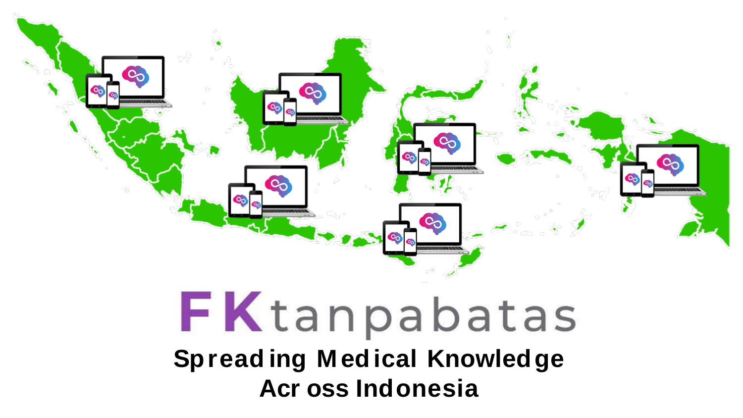FKtanpabatas

**Spreading Medical Knowledge Across Indonesia**